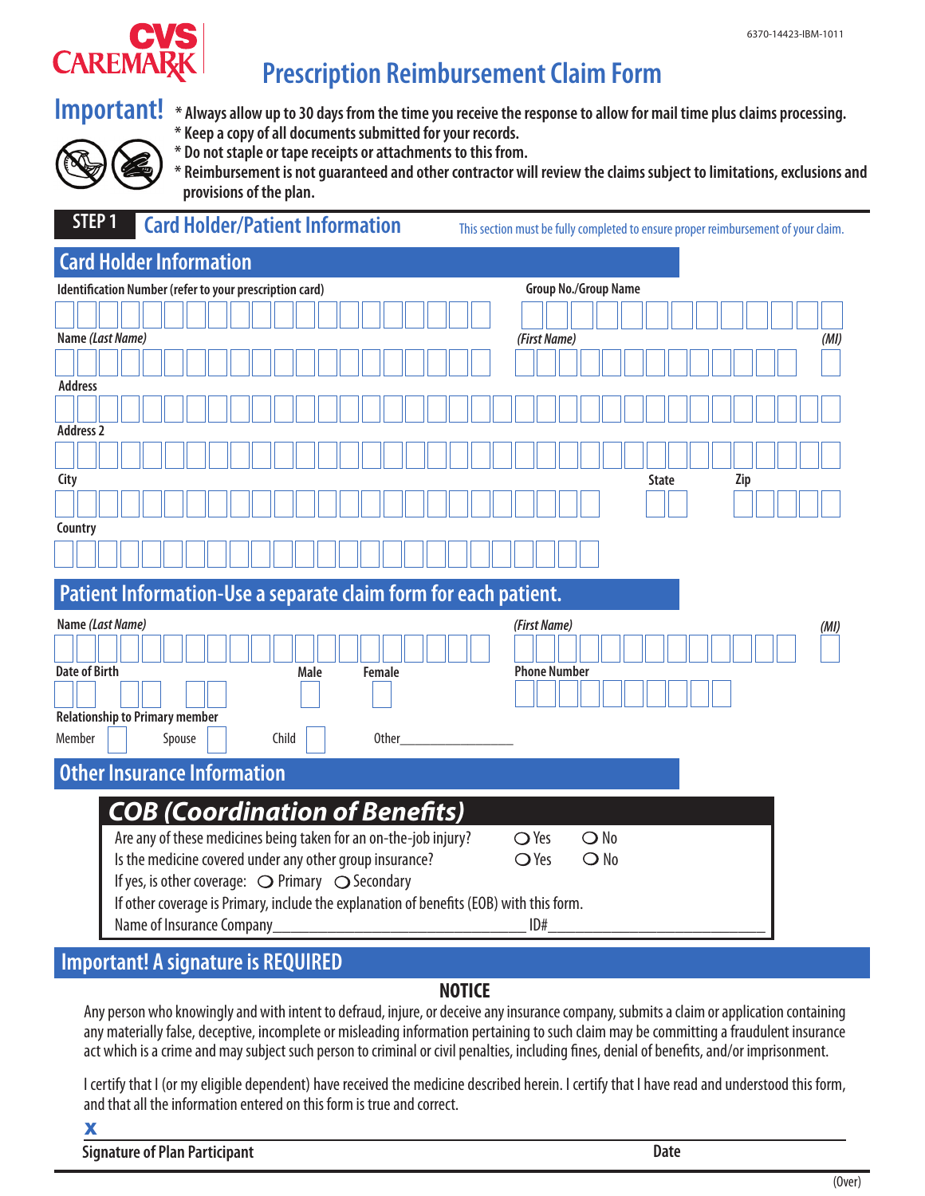6370-14423-IBM-1011

CVS CAREMARK

# Prescription Reimbursement Claim Form

**Important!**

- * Always allow up to 30 days from the time you receive the response to allow for mail time plus claims processing.
- * Keep a copy of all documents submitted for your records.
- * Do not staple or tape receipts or attachments to this from.
- * Reimbursement is not guaranteed and other contractor will review the claims subject to limitations, exclusions and provisions of the plan.

## STEP 1 Card Holder/Patient Information

This section must be fully completed to ensure proper reimbursement of your claim.

### Card Holder Information

Identification Number (refer to your prescription card) ____________________

Group No./Group Name ____________________

Name *(Last Name)* ____________________ *(First Name)* ____________________ *(MI)* ____

Address ____________________

Address 2 ____________________

City ____________________ State ____ Zip ____________

Country ____________________

### Patient Information-Use a separate claim form for each patient.

Name *(Last Name)* ____________________ *(First Name)* ____________________ *(MI)* ____

Date of Birth ____ / ____ / ____ Male ☐ Female ☐

Phone Number ____________________

Relationship to Primary member

Member ☐ Spouse ☐ Child ☐ Other____________________

### Other Insurance Information

#### COB (Coordination of Benefits)

Are any of these medicines being taken for an on-the-job injury? ○ Yes ○ No

Is the medicine covered under any other group insurance? ○ Yes ○ No

If yes, is other coverage: ○ Primary ○ Secondary

If other coverage is Primary, include the explanation of benefits (EOB) with this form.

Name of Insurance Company____________________ ID#____________________

### Important! A signature is REQUIRED

**NOTICE**

Any person who knowingly and with intent to defraud, injure, or deceive any insurance company, submits a claim or application containing any materially false, deceptive, incomplete or misleading information pertaining to such claim may be committing a fraudulent insurance act which is a crime and may subject such person to criminal or civil penalties, including fines, denial of benefits, and/or imprisonment.

I certify that I (or my eligible dependent) have received the medicine described herein. I certify that I have read and understood this form, and that all the information entered on this form is true and correct.

x ____________________________________________

**Signature of Plan Participant** **Date**

(Over)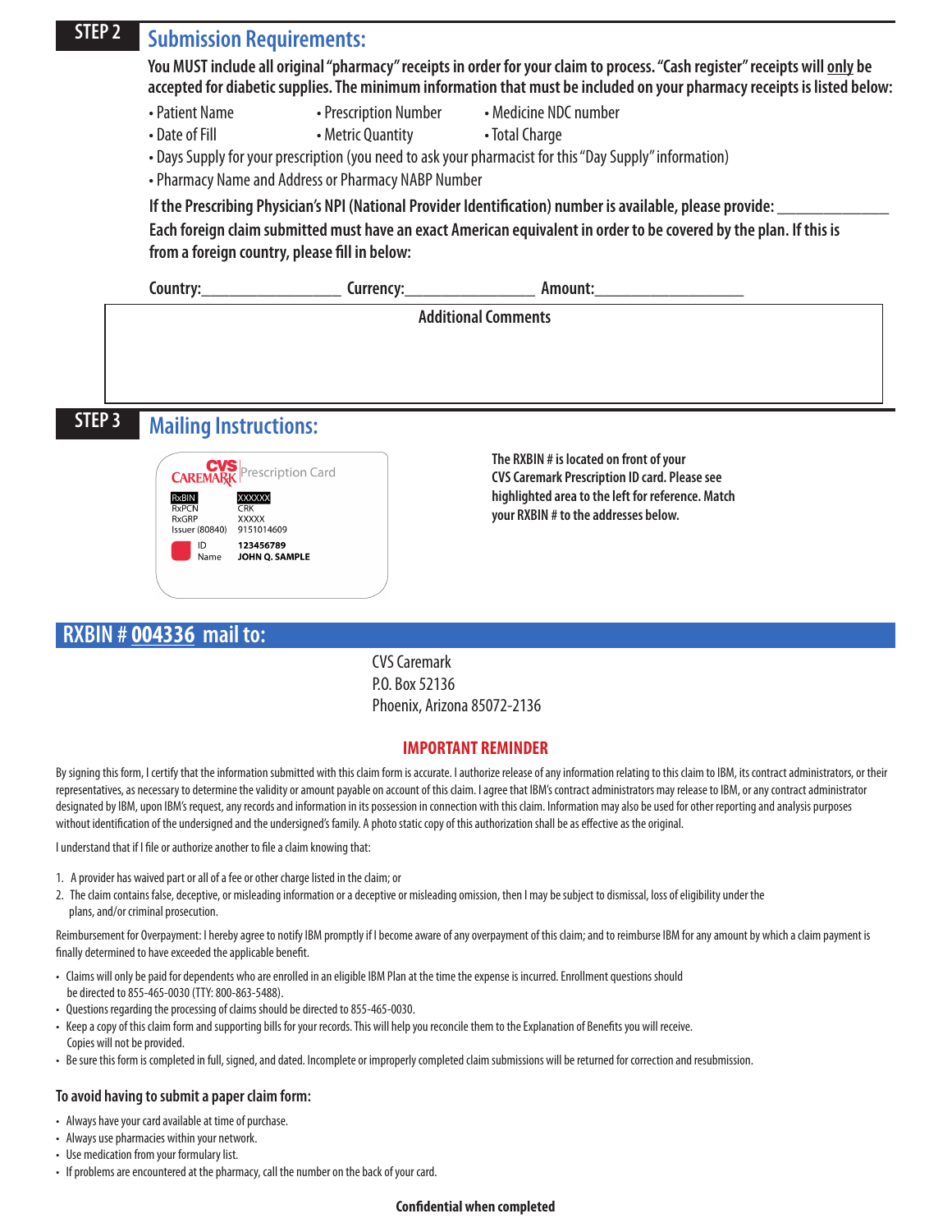## STEP 2 Submission Requirements:

**You MUST include all original "pharmacy" receipts in order for your claim to process. "Cash register" receipts will only be accepted for diabetic supplies. The minimum information that must be included on your pharmacy receipts is listed below:**

- Patient Name
- Prescription Number
- Medicine NDC number
- Date of Fill
- Metric Quantity
- Total Charge
- Days Supply for your prescription (you need to ask your pharmacist for this "Day Supply" information)
- Pharmacy Name and Address or Pharmacy NABP Number

**If the Prescribing Physician's NPI (National Provider Identification) number is available, please provide: ______________**

**Each foreign claim submitted must have an exact American equivalent in order to be covered by the plan. If this is from a foreign country, please fill in below:**

**Country:_________________ Currency:________________ Amount:___________________**

**Additional Comments**

## STEP 3 Mailing Instructions:

CVS CAREMARK Prescription Card

RxBIN XXXXXX
RxPCN CRK
RxGRP XXXXX
Issuer (80840) 9151014609
ID 123456789
Name JOHN Q. SAMPLE

**The RXBIN # is located on front of your CVS Caremark Prescription ID card. Please see highlighted area to the left for reference. Match your RXBIN # to the addresses below.**

## RXBIN # 004336 mail to:

CVS Caremark
P.O. Box 52136
Phoenix, Arizona 85072-2136

**IMPORTANT REMINDER**

By signing this form, I certify that the information submitted with this claim form is accurate. I authorize release of any information relating to this claim to IBM, its contract administrators, or their representatives, as necessary to determine the validity or amount payable on account of this claim. I agree that IBM's contract administrators may release to IBM, or any contract administrator designated by IBM, upon IBM's request, any records and information in its possession in connection with this claim. Information may also be used for other reporting and analysis purposes without identification of the undersigned and the undersigned's family. A photo static copy of this authorization shall be as effective as the original.

I understand that if I file or authorize another to file a claim knowing that:

1. A provider has waived part or all of a fee or other charge listed in the claim; or
2. The claim contains false, deceptive, or misleading information or a deceptive or misleading omission, then I may be subject to dismissal, loss of eligibility under the plans, and/or criminal prosecution.

Reimbursement for Overpayment: I hereby agree to notify IBM promptly if I become aware of any overpayment of this claim; and to reimburse IBM for any amount by which a claim payment is finally determined to have exceeded the applicable benefit.

- Claims will only be paid for dependents who are enrolled in an eligible IBM Plan at the time the expense is incurred. Enrollment questions should be directed to 855-465-0030 (TTY: 800-863-5488).
- Questions regarding the processing of claims should be directed to 855-465-0030.
- Keep a copy of this claim form and supporting bills for your records. This will help you reconcile them to the Explanation of Benefits you will receive. Copies will not be provided.
- Be sure this form is completed in full, signed, and dated. Incomplete or improperly completed claim submissions will be returned for correction and resubmission.

### To avoid having to submit a paper claim form:

- Always have your card available at time of purchase.
- Always use pharmacies within your network.
- Use medication from your formulary list.
- If problems are encountered at the pharmacy, call the number on the back of your card.

**Confidential when completed**